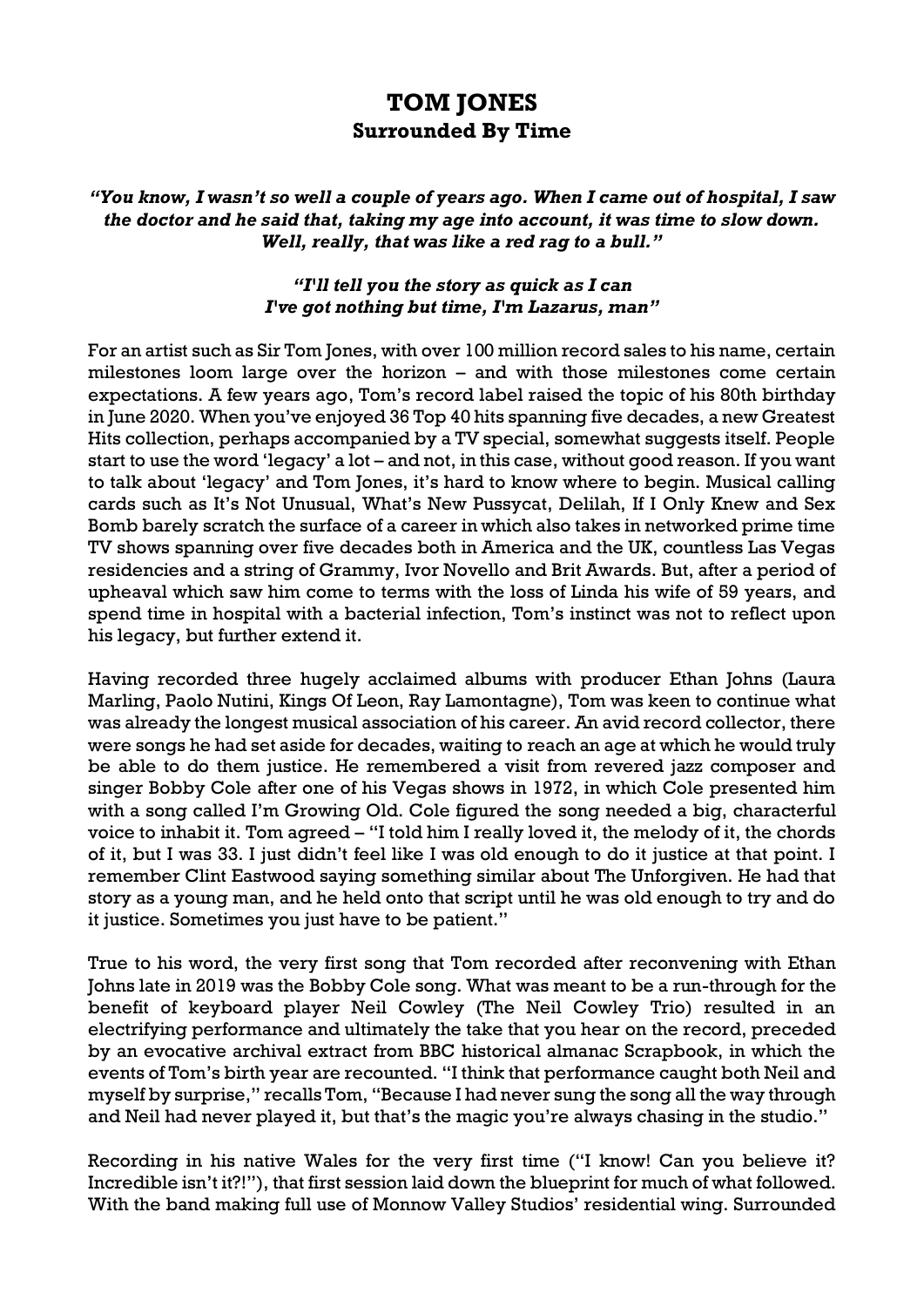# TOM JONES

## Surrounded By Time

***"You know, I wasn't so well a couple of years ago. When I came out of hospital, I saw the doctor and he said that, taking my age into account, it was time to slow down. Well, really, that was like a red rag to a bull."***

***"I'll tell you the story as quick as I can  
I've got nothing but time, I'm Lazarus, man"***

For an artist such as Sir Tom Jones, with over 100 million record sales to his name, certain milestones loom large over the horizon – and with those milestones come certain expectations. A few years ago, Tom's record label raised the topic of his 80th birthday in June 2020. When you've enjoyed 36 Top 40 hits spanning five decades, a new Greatest Hits collection, perhaps accompanied by a TV special, somewhat suggests itself. People start to use the word 'legacy' a lot – and not, in this case, without good reason. If you want to talk about 'legacy' and Tom Jones, it's hard to know where to begin. Musical calling cards such as It's Not Unusual, What's New Pussycat, Delilah, If I Only Knew and Sex Bomb barely scratch the surface of a career in which also takes in networked prime time TV shows spanning over five decades both in America and the UK, countless Las Vegas residencies and a string of Grammy, Ivor Novello and Brit Awards. But, after a period of upheaval which saw him come to terms with the loss of Linda his wife of 59 years, and spend time in hospital with a bacterial infection, Tom's instinct was not to reflect upon his legacy, but further extend it.

Having recorded three hugely acclaimed albums with producer Ethan Johns (Laura Marling, Paolo Nutini, Kings Of Leon, Ray Lamontagne), Tom was keen to continue what was already the longest musical association of his career. An avid record collector, there were songs he had set aside for decades, waiting to reach an age at which he would truly be able to do them justice. He remembered a visit from revered jazz composer and singer Bobby Cole after one of his Vegas shows in 1972, in which Cole presented him with a song called I'm Growing Old. Cole figured the song needed a big, characterful voice to inhabit it. Tom agreed – "I told him I really loved it, the melody of it, the chords of it, but I was 33. I just didn't feel like I was old enough to do it justice at that point. I remember Clint Eastwood saying something similar about The Unforgiven. He had that story as a young man, and he held onto that script until he was old enough to try and do it justice. Sometimes you just have to be patient."

True to his word, the very first song that Tom recorded after reconvening with Ethan Johns late in 2019 was the Bobby Cole song. What was meant to be a run-through for the benefit of keyboard player Neil Cowley (The Neil Cowley Trio) resulted in an electrifying performance and ultimately the take that you hear on the record, preceded by an evocative archival extract from BBC historical almanac Scrapbook, in which the events of Tom's birth year are recounted. "I think that performance caught both Neil and myself by surprise," recalls Tom, "Because I had never sung the song all the way through and Neil had never played it, but that's the magic you're always chasing in the studio."

Recording in his native Wales for the very first time ("I know! Can you believe it? Incredible isn't it?!"), that first session laid down the blueprint for much of what followed. With the band making full use of Monnow Valley Studios' residential wing. Surrounded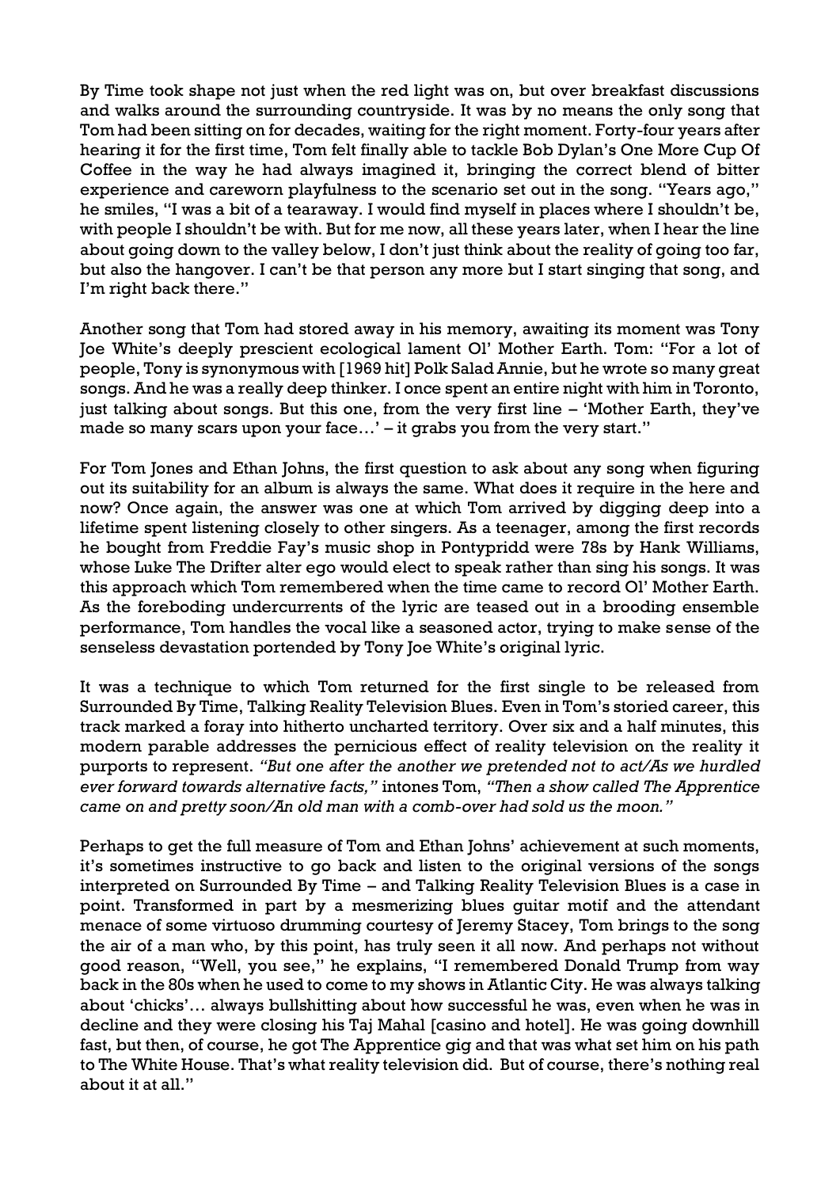By Time took shape not just when the red light was on, but over breakfast discussions and walks around the surrounding countryside. It was by no means the only song that Tom had been sitting on for decades, waiting for the right moment. Forty-four years after hearing it for the first time, Tom felt finally able to tackle Bob Dylan's One More Cup Of Coffee in the way he had always imagined it, bringing the correct blend of bitter experience and careworn playfulness to the scenario set out in the song. "Years ago," he smiles, "I was a bit of a tearaway. I would find myself in places where I shouldn't be, with people I shouldn't be with. But for me now, all these years later, when I hear the line about going down to the valley below, I don't just think about the reality of going too far, but also the hangover. I can't be that person any more but I start singing that song, and I'm right back there."

Another song that Tom had stored away in his memory, awaiting its moment was Tony Joe White's deeply prescient ecological lament Ol' Mother Earth. Tom: "For a lot of people, Tony is synonymous with [1969 hit] Polk Salad Annie, but he wrote so many great songs. And he was a really deep thinker. I once spent an entire night with him in Toronto, just talking about songs. But this one, from the very first line – 'Mother Earth, they've made so many scars upon your face…' – it grabs you from the very start."

For Tom Jones and Ethan Johns, the first question to ask about any song when figuring out its suitability for an album is always the same. What does it require in the here and now? Once again, the answer was one at which Tom arrived by digging deep into a lifetime spent listening closely to other singers. As a teenager, among the first records he bought from Freddie Fay's music shop in Pontypridd were 78s by Hank Williams, whose Luke The Drifter alter ego would elect to speak rather than sing his songs. It was this approach which Tom remembered when the time came to record Ol' Mother Earth. As the foreboding undercurrents of the lyric are teased out in a brooding ensemble performance, Tom handles the vocal like a seasoned actor, trying to make sense of the senseless devastation portended by Tony Joe White's original lyric.

It was a technique to which Tom returned for the first single to be released from Surrounded By Time, Talking Reality Television Blues. Even in Tom's storied career, this track marked a foray into hitherto uncharted territory. Over six and a half minutes, this modern parable addresses the pernicious effect of reality television on the reality it purports to represent. *"But one after the another we pretended not to act/As we hurdled ever forward towards alternative facts,"* intones Tom, *"Then a show called The Apprentice came on and pretty soon/An old man with a comb-over had sold us the moon."*

Perhaps to get the full measure of Tom and Ethan Johns' achievement at such moments, it's sometimes instructive to go back and listen to the original versions of the songs interpreted on Surrounded By Time – and Talking Reality Television Blues is a case in point. Transformed in part by a mesmerizing blues guitar motif and the attendant menace of some virtuoso drumming courtesy of Jeremy Stacey, Tom brings to the song the air of a man who, by this point, has truly seen it all now. And perhaps not without good reason, "Well, you see," he explains, "I remembered Donald Trump from way back in the 80s when he used to come to my shows in Atlantic City. He was always talking about 'chicks'… always bullshitting about how successful he was, even when he was in decline and they were closing his Taj Mahal [casino and hotel]. He was going downhill fast, but then, of course, he got The Apprentice gig and that was what set him on his path to The White House. That's what reality television did. But of course, there's nothing real about it at all."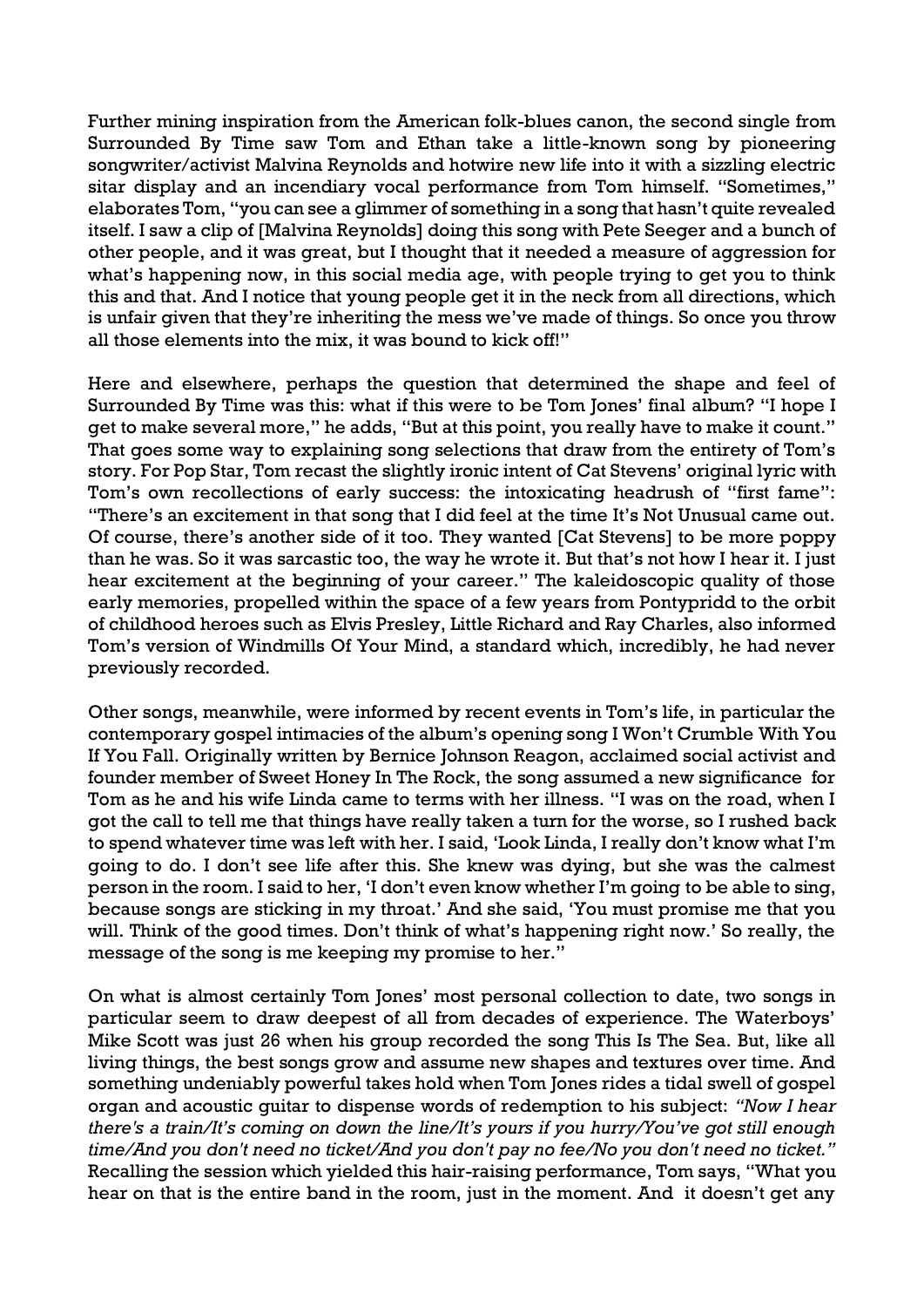Further mining inspiration from the American folk-blues canon, the second single from Surrounded By Time saw Tom and Ethan take a little-known song by pioneering songwriter/activist Malvina Reynolds and hotwire new life into it with a sizzling electric sitar display and an incendiary vocal performance from Tom himself. "Sometimes," elaborates Tom, "you can see a glimmer of something in a song that hasn't quite revealed itself. I saw a clip of [Malvina Reynolds] doing this song with Pete Seeger and a bunch of other people, and it was great, but I thought that it needed a measure of aggression for what's happening now, in this social media age, with people trying to get you to think this and that. And I notice that young people get it in the neck from all directions, which is unfair given that they're inheriting the mess we've made of things. So once you throw all those elements into the mix, it was bound to kick off!"

Here and elsewhere, perhaps the question that determined the shape and feel of Surrounded By Time was this: what if this were to be Tom Jones' final album? "I hope I get to make several more," he adds, "But at this point, you really have to make it count." That goes some way to explaining song selections that draw from the entirety of Tom's story. For Pop Star, Tom recast the slightly ironic intent of Cat Stevens' original lyric with Tom's own recollections of early success: the intoxicating headrush of "first fame": "There's an excitement in that song that I did feel at the time It's Not Unusual came out. Of course, there's another side of it too. They wanted [Cat Stevens] to be more poppy than he was. So it was sarcastic too, the way he wrote it. But that's not how I hear it. I just hear excitement at the beginning of your career." The kaleidoscopic quality of those early memories, propelled within the space of a few years from Pontypridd to the orbit of childhood heroes such as Elvis Presley, Little Richard and Ray Charles, also informed Tom's version of Windmills Of Your Mind, a standard which, incredibly, he had never previously recorded.

Other songs, meanwhile, were informed by recent events in Tom's life, in particular the contemporary gospel intimacies of the album's opening song I Won't Crumble With You If You Fall. Originally written by Bernice Johnson Reagon, acclaimed social activist and founder member of Sweet Honey In The Rock, the song assumed a new significance for Tom as he and his wife Linda came to terms with her illness. "I was on the road, when I got the call to tell me that things have really taken a turn for the worse, so I rushed back to spend whatever time was left with her. I said, 'Look Linda, I really don't know what I'm going to do. I don't see life after this. She knew was dying, but she was the calmest person in the room. I said to her, 'I don't even know whether I'm going to be able to sing, because songs are sticking in my throat.' And she said, 'You must promise me that you will. Think of the good times. Don't think of what's happening right now.' So really, the message of the song is me keeping my promise to her."

On what is almost certainly Tom Jones' most personal collection to date, two songs in particular seem to draw deepest of all from decades of experience. The Waterboys' Mike Scott was just 26 when his group recorded the song This Is The Sea. But, like all living things, the best songs grow and assume new shapes and textures over time. And something undeniably powerful takes hold when Tom Jones rides a tidal swell of gospel organ and acoustic guitar to dispense words of redemption to his subject: *"Now I hear there's a train/It's coming on down the line/It's yours if you hurry/You've got still enough time/And you don't need no ticket/And you don't pay no fee/No you don't need no ticket."* Recalling the session which yielded this hair-raising performance, Tom says, "What you hear on that is the entire band in the room, just in the moment. And it doesn't get any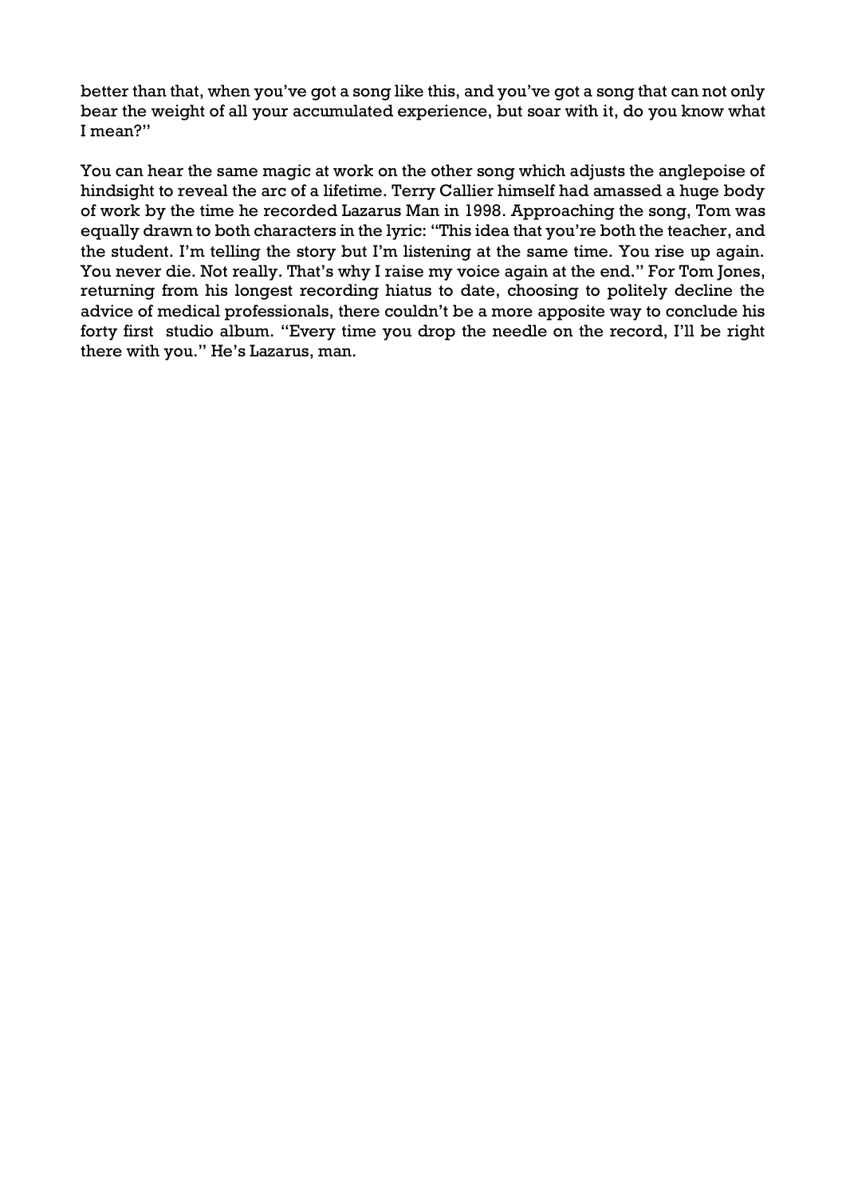better than that, when you've got a song like this, and you've got a song that can not only bear the weight of all your accumulated experience, but soar with it, do you know what I mean?"

You can hear the same magic at work on the other song which adjusts the anglepoise of hindsight to reveal the arc of a lifetime. Terry Callier himself had amassed a huge body of work by the time he recorded Lazarus Man in 1998. Approaching the song, Tom was equally drawn to both characters in the lyric: "This idea that you're both the teacher, and the student. I'm telling the story but I'm listening at the same time. You rise up again. You never die. Not really. That's why I raise my voice again at the end." For Tom Jones, returning from his longest recording hiatus to date, choosing to politely decline the advice of medical professionals, there couldn't be a more apposite way to conclude his forty first studio album. "Every time you drop the needle on the record, I'll be right there with you." He's Lazarus, man.